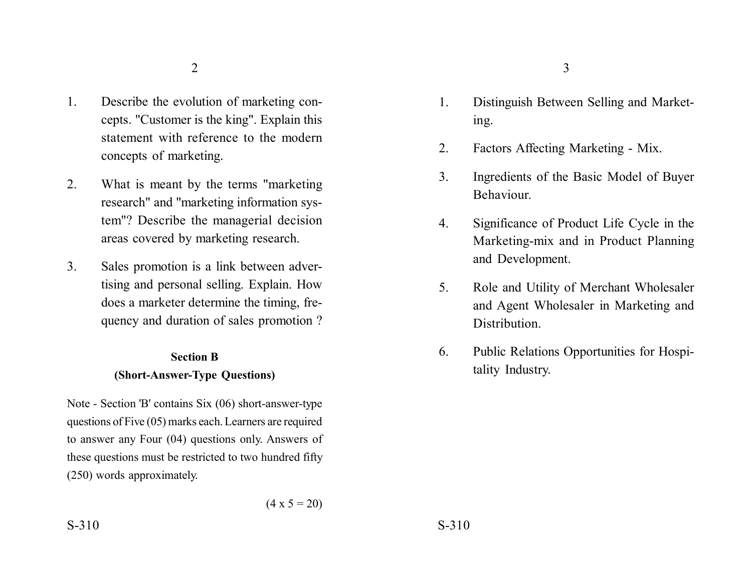1. Describe the evolution of marketing concepts. "Customer is the king". Explain this statement with reference to the modern concepts of marketing.

2. What is meant by the terms "marketing research" and "marketing information system"? Describe the managerial decision areas covered by marketing research.

3. Sales promotion is a link between advertising and personal selling. Explain. How does a marketer determine the timing, frequency and duration of sales promotion ?

## Section B
### (Short-Answer-Type Questions)

Note - Section 'B' contains Six (06) short-answer-type questions of Five (05) marks each. Learners are required to answer any Four (04) questions only. Answers of these questions must be restricted to two hundred fifty (250) words approximately.

(4 x 5 = 20)

1. Distinguish Between Selling and Marketing.

2. Factors Affecting Marketing - Mix.

3. Ingredients of the Basic Model of Buyer Behaviour.

4. Significance of Product Life Cycle in the Marketing-mix and in Product Planning and Development.

5. Role and Utility of Merchant Wholesaler and Agent Wholesaler in Marketing and Distribution.

6. Public Relations Opportunities for Hospitality Industry.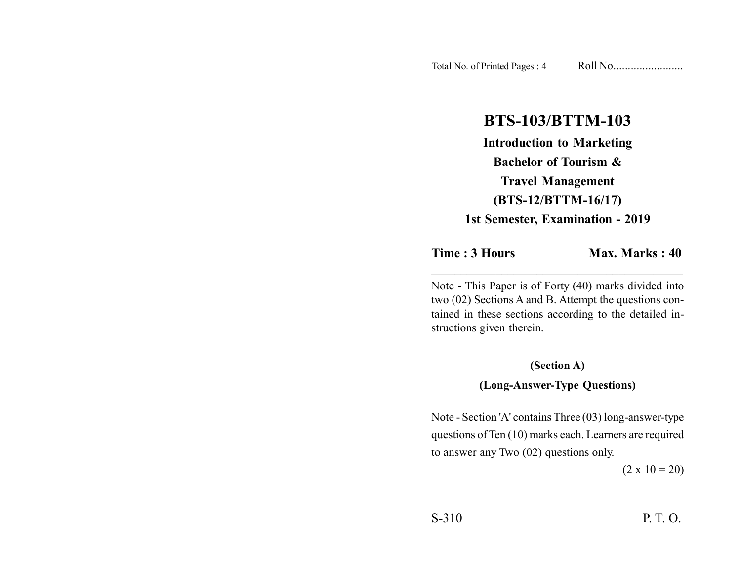Total No. of Printed Pages : 4 Roll No........................

# BTS-103/BTTM-103

## Introduction to Marketing

## Bachelor of Tourism &

## Travel Management

## (BTS-12/BTTM-16/17)

## 1st Semester, Examination - 2019

**Time : 3 Hours** **Max. Marks : 40**

---

Note - This Paper is of Forty (40) marks divided into two (02) Sections A and B. Attempt the questions contained in these sections according to the detailed instructions given therein.

### (Section A)

### (Long-Answer-Type Questions)

Note - Section 'A' contains Three (03) long-answer-type questions of Ten (10) marks each. Learners are required to answer any Two (02) questions only.

(2 x 10 = 20)

S-310 P. T. O.